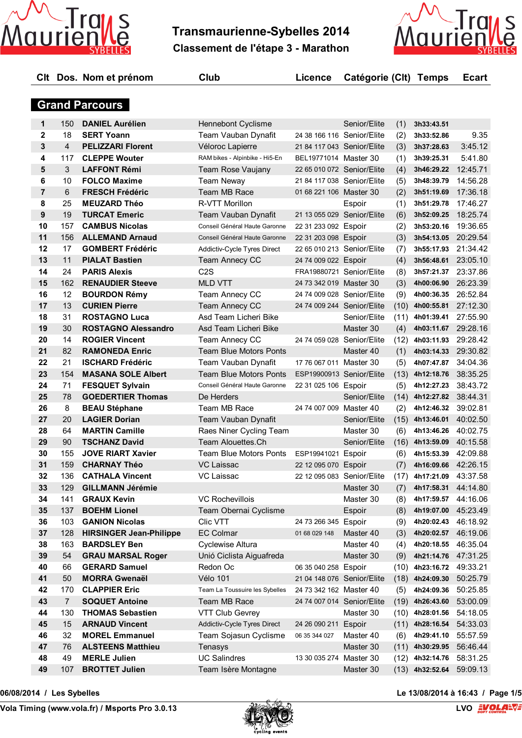# Transmaurienne-Sybelles 2014

## Classement de l'étape 3 - Marathon

### Grand Parcours

| Clt | Dos. | Nom et prénom | Club | Licence | Catégorie | (Clt) | Temps | Ecart |
|---|---|---|---|---|---|---|---|---|
| 1 | 150 | DANIEL Aurélien | Hennebont Cyclisme | | Senior/Elite | (1) | 3h33:43.51 | |
| 2 | 18 | SERT Yoann | Team Vauban Dynafit | 24 38 166 116 | Senior/Elite | (2) | 3h33:52.86 | 9.35 |
| 3 | 4 | PELIZZARI Florent | Véloroc Lapierre | 21 84 117 043 | Senior/Elite | (3) | 3h37:28.63 | 3:45.12 |
| 4 | 117 | CLEPPE Wouter | RAM bikes - Alpinbike - Hi5-En | BEL19771014 | Master 30 | (1) | 3h39:25.31 | 5:41.80 |
| 5 | 3 | LAFFONT Rémi | Team Rose Vaujany | 22 65 010 072 | Senior/Elite | (4) | 3h46:29.22 | 12:45.71 |
| 6 | 10 | FOLCO Maxime | Team Neway | 21 84 117 038 | Senior/Elite | (5) | 3h48:39.79 | 14:56.28 |
| 7 | 6 | FRESCH Frédéric | Team MB Race | 01 68 221 106 | Master 30 | (2) | 3h51:19.69 | 17:36.18 |
| 8 | 25 | MEUZARD Théo | R-VTT Morillon | | Espoir | (1) | 3h51:29.78 | 17:46.27 |
| 9 | 19 | TURCAT Emeric | Team Vauban Dynafit | 21 13 055 029 | Senior/Elite | (6) | 3h52:09.25 | 18:25.74 |
| 10 | 157 | CAMBUS Nicolas | Conseil Général Haute Garonne | 22 31 233 092 | Espoir | (2) | 3h53:20.16 | 19:36.65 |
| 11 | 156 | ALLEMAND Arnaud | Conseil Général Haute Garonne | 22 31 203 098 | Espoir | (3) | 3h54:13.05 | 20:29.54 |
| 12 | 17 | GOMBERT Frédéric | Addictiv-Cycle Tyres Direct | 22 65 010 213 | Senior/Elite | (7) | 3h55:17.93 | 21:34.42 |
| 13 | 11 | PIALAT Bastien | Team Annecy CC | 24 74 009 022 | Espoir | (4) | 3h56:48.61 | 23:05.10 |
| 14 | 24 | PARIS Alexis | C2S | FRA19880721 | Senior/Elite | (8) | 3h57:21.37 | 23:37.86 |
| 15 | 162 | RENAUDIER Steeve | MLD VTT | 24 73 342 019 | Master 30 | (3) | 4h00:06.90 | 26:23.39 |
| 16 | 12 | BOURDON Rémy | Team Annecy CC | 24 74 009 028 | Senior/Elite | (9) | 4h00:36.35 | 26:52.84 |
| 17 | 13 | CURIEN Pierre | Team Annecy CC | 24 74 009 244 | Senior/Elite | (10) | 4h00:55.81 | 27:12.30 |
| 18 | 31 | ROSTAGNO Luca | Asd Team Licheri Bike | | Senior/Elite | (11) | 4h01:39.41 | 27:55.90 |
| 19 | 30 | ROSTAGNO Alessandro | Asd Team Licheri Bike | | Master 30 | (4) | 4h03:11.67 | 29:28.16 |
| 20 | 14 | ROGIER Vincent | Team Annecy CC | 24 74 059 028 | Senior/Elite | (12) | 4h03:11.93 | 29:28.42 |
| 21 | 82 | RAMONEDA Enric | Team Blue Motors Ponts | | Master 40 | (1) | 4h03:14.33 | 29:30.82 |
| 22 | 21 | ISCHARD Frédéric | Team Vauban Dynafit | 17 76 067 011 | Master 30 | (5) | 4h07:47.87 | 34:04.36 |
| 23 | 154 | MASANA SOLE Albert | Team Blue Motors Ponts | ESP19900913 | Senior/Elite | (13) | 4h12:18.76 | 38:35.25 |
| 24 | 71 | FESQUET Sylvain | Conseil Général Haute Garonne | 22 31 025 106 | Espoir | (5) | 4h12:27.23 | 38:43.72 |
| 25 | 78 | GOEDERTIER Thomas | De Herders | | Senior/Elite | (14) | 4h12:27.82 | 38:44.31 |
| 26 | 8 | BEAU Stéphane | Team MB Race | 24 74 007 009 | Master 40 | (2) | 4h12:46.32 | 39:02.81 |
| 27 | 20 | LAGIER Dorian | Team Vauban Dynafit | | Senior/Elite | (15) | 4h13:46.01 | 40:02.50 |
| 28 | 64 | MARTIN Camille | Raes Niner Cycling Team | | Master 30 | (6) | 4h13:46.26 | 40:02.75 |
| 29 | 90 | TSCHANZ David | Team Alouettes.Ch | | Senior/Elite | (16) | 4h13:59.09 | 40:15.58 |
| 30 | 155 | JOVE RIART Xavier | Team Blue Motors Ponts | ESP19941021 | Espoir | (6) | 4h15:53.39 | 42:09.88 |
| 31 | 159 | CHARNAY Théo | VC Laissac | 22 12 095 070 | Espoir | (7) | 4h16:09.66 | 42:26.15 |
| 32 | 136 | CATHALA Vincent | VC Laissac | 22 12 095 083 | Senior/Elite | (17) | 4h17:21.09 | 43:37.58 |
| 33 | 129 | GILLMANN Jérémie | | | Master 30 | (7) | 4h17:58.31 | 44:14.80 |
| 34 | 141 | GRAUX Kevin | VC Rochevillois | | Master 30 | (8) | 4h17:59.57 | 44:16.06 |
| 35 | 137 | BOEHM Lionel | Team Obernai Cyclisme | | Espoir | (8) | 4h19:07.00 | 45:23.49 |
| 36 | 103 | GANION Nicolas | Clic VTT | 24 73 266 345 | Espoir | (9) | 4h20:02.43 | 46:18.92 |
| 37 | 128 | HIRSINGER Jean-Philippe | EC Colmar | 01 68 029 148 | Master 40 | (3) | 4h20:02.57 | 46:19.06 |
| 38 | 163 | BARDSLEY Ben | Cyclewise Altura | | Master 40 | (4) | 4h20:18.55 | 46:35.04 |
| 39 | 54 | GRAU MARSAL Roger | Unió Ciclista Aiguafreda | | Master 30 | (9) | 4h21:14.76 | 47:31.25 |
| 40 | 66 | GERARD Samuel | Redon Oc | 06 35 040 258 | Espoir | (10) | 4h23:16.72 | 49:33.21 |
| 41 | 50 | MORRA Gwenaël | Vélo 101 | 21 04 148 076 | Senior/Elite | (18) | 4h24:09.30 | 50:25.79 |
| 42 | 170 | CLAPPIER Eric | Team La Toussuire les Sybelles | 24 73 342 162 | Master 40 | (5) | 4h24:09.36 | 50:25.85 |
| 43 | 7 | SOQUET Antoine | Team MB Race | 24 74 007 014 | Senior/Elite | (19) | 4h26:43.60 | 53:00.09 |
| 44 | 130 | THOMAS Sebastien | VTT Club Gevrey | | Master 30 | (10) | 4h28:01.56 | 54:18.05 |
| 45 | 15 | ARNAUD Vincent | Addictiv-Cycle Tyres Direct | 24 26 090 211 | Espoir | (11) | 4h28:16.54 | 54:33.03 |
| 46 | 32 | MOREL Emmanuel | Team Sojasun Cyclisme | 06 35 344 027 | Master 40 | (6) | 4h29:41.10 | 55:57.59 |
| 47 | 76 | ALSTEENS Matthieu | Tenasys | | Master 30 | (11) | 4h30:29.95 | 56:46.44 |
| 48 | 49 | MERLE Julien | UC Salindres | 13 30 035 274 | Master 30 | (12) | 4h32:14.76 | 58:31.25 |
| 49 | 107 | BROTTET Julien | Team Isère Montagne | | Master 30 | (13) | 4h32:52.64 | 59:09.13 |

06/08/2014 / Les Sybelles — Le 13/08/2014 à 16:43

Vola Timing (www.vola.fr) / Msports Pro 3.0.13 — LVO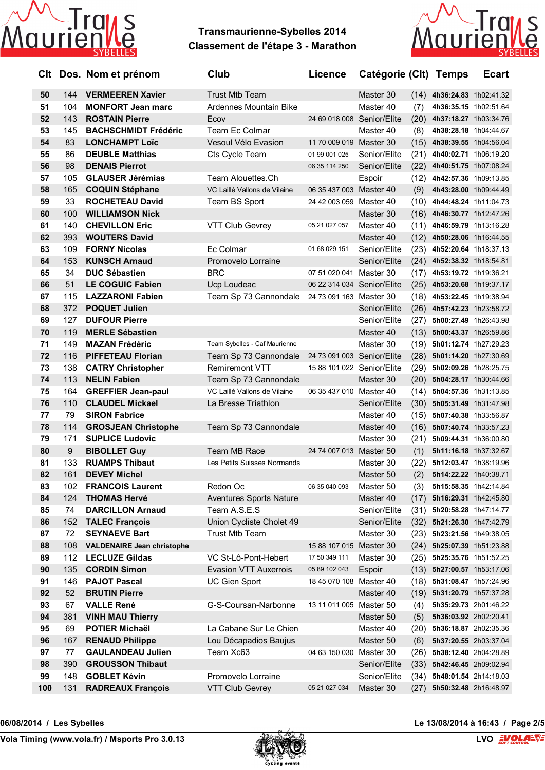# Transmaurienne-Sybelles 2014

## Classement de l'étape 3 - Marathon

| Clt | Dos. | Nom et prénom | Club | Licence | Catégorie | (Clt) | Temps | Ecart |
|---|---|---|---|---|---|---|---|---|
| 50 | 144 | **VERMEEREN Xavier** | Trust Mtb Team | | Master 30 | (14) | **4h36:24.83** | 1h02:41.32 |
| 51 | 104 | **MONFORT Jean marc** | Ardennes Mountain Bike | | Master 40 | (7) | **4h36:35.15** | 1h02:51.64 |
| 52 | 143 | **ROSTAIN Pierre** | Ecov | 24 69 018 008 | Senior/Elite | (20) | **4h37:18.27** | 1h03:34.76 |
| 53 | 145 | **BACHSCHMIDT Frédéric** | Team Ec Colmar | | Master 40 | (8) | **4h38:28.18** | 1h04:44.67 |
| 54 | 83 | **LONCHAMPT Loïc** | Vesoul Vélo Evasion | 11 70 009 019 | Master 30 | (15) | **4h38:39.55** | 1h04:56.04 |
| 55 | 86 | **DEUBLE Matthias** | Cts Cycle Team | 01 99 001 025 | Senior/Elite | (21) | **4h40:02.71** | 1h06:19.20 |
| 56 | 98 | **DENAIS Pierrot** | | 06 35 114 250 | Senior/Elite | (22) | **4h40:51.75** | 1h07:08.24 |
| 57 | 105 | **GLAUSER Jérémias** | Team Alouettes.Ch | | Espoir | (12) | **4h42:57.36** | 1h09:13.85 |
| 58 | 165 | **COQUIN Stéphane** | VC Laillé Vallons de Vilaine | 06 35 437 003 | Master 40 | (9) | **4h43:28.00** | 1h09:44.49 |
| 59 | 33 | **ROCHETEAU David** | Team BS Sport | 24 42 003 059 | Master 40 | (10) | **4h44:48.24** | 1h11:04.73 |
| 60 | 100 | **WILLIAMSON Nick** | | | Master 30 | (16) | **4h46:30.77** | 1h12:47.26 |
| 61 | 140 | **CHEVILLON Eric** | VTT Club Gevrey | 05 21 027 057 | Master 40 | (11) | **4h46:59.79** | 1h13:16.28 |
| 62 | 393 | **WOUTERS David** | | | Master 40 | (12) | **4h50:28.06** | 1h16:44.55 |
| 63 | 109 | **FORNY Nicolas** | Ec Colmar | 01 68 029 151 | Senior/Elite | (23) | **4h52:20.64** | 1h18:37.13 |
| 64 | 153 | **KUNSCH Arnaud** | Promovelo Lorraine | | Senior/Elite | (24) | **4h52:38.32** | 1h18:54.81 |
| 65 | 34 | **DUC Sébastien** | BRC | 07 51 020 041 | Master 30 | (17) | **4h53:19.72** | 1h19:36.21 |
| 66 | 51 | **LE COGUIC Fabien** | Ucp Loudeac | 06 22 314 034 | Senior/Elite | (25) | **4h53:20.68** | 1h19:37.17 |
| 67 | 115 | **LAZZARONI Fabien** | Team Sp 73 Cannondale | 24 73 091 163 | Master 30 | (18) | **4h53:22.45** | 1h19:38.94 |
| 68 | 372 | **POQUET Julien** | | | Senior/Elite | (26) | **4h57:42.23** | 1h23:58.72 |
| 69 | 127 | **DUFOUR Pierre** | | | Senior/Elite | (27) | **5h00:27.49** | 1h26:43.98 |
| 70 | 119 | **MERLE Sébastien** | | | Master 40 | (13) | **5h00:43.37** | 1h26:59.86 |
| 71 | 149 | **MAZAN Frédéric** | Team Sybelles - Caf Maurienne | | Master 30 | (19) | **5h01:12.74** | 1h27:29.23 |
| 72 | 116 | **PIFFETEAU Florian** | Team Sp 73 Cannondale | 24 73 091 003 | Senior/Elite | (28) | **5h01:14.20** | 1h27:30.69 |
| 73 | 138 | **CATRY Christopher** | Remiremont VTT | 15 88 101 022 | Senior/Elite | (29) | **5h02:09.26** | 1h28:25.75 |
| 74 | 113 | **NELIN Fabien** | Team Sp 73 Cannondale | | Master 30 | (20) | **5h04:28.17** | 1h30:44.66 |
| 75 | 164 | **GREFFIER Jean-paul** | VC Laillé Vallons de Vilaine | 06 35 437 010 | Master 40 | (14) | **5h04:57.36** | 1h31:13.85 |
| 76 | 110 | **CLAUDEL Mickael** | La Bresse Triathlon | | Senior/Elite | (30) | **5h05:31.49** | 1h31:47.98 |
| 77 | 79 | **SIRON Fabrice** | | | Master 40 | (15) | **5h07:40.38** | 1h33:56.87 |
| 78 | 114 | **GROSJEAN Christophe** | Team Sp 73 Cannondale | | Master 40 | (16) | **5h07:40.74** | 1h33:57.23 |
| 79 | 171 | **SUPLICE Ludovic** | | | Master 30 | (21) | **5h09:44.31** | 1h36:00.80 |
| 80 | 9 | **BIBOLLET Guy** | Team MB Race | 24 74 007 013 | Master 50 | (1) | **5h11:16.18** | 1h37:32.67 |
| 81 | 133 | **RUAMPS Thibaut** | Les Petits Suisses Normands | | Master 30 | (22) | **5h12:03.47** | 1h38:19.96 |
| 82 | 161 | **DEVEY Michel** | | | Master 50 | (2) | **5h14:22.22** | 1h40:38.71 |
| 83 | 102 | **FRANCOIS Laurent** | Redon Oc | 06 35 040 093 | Master 50 | (3) | **5h15:58.35** | 1h42:14.84 |
| 84 | 124 | **THOMAS Hervé** | Aventures Sports Nature | | Master 40 | (17) | **5h16:29.31** | 1h42:45.80 |
| 85 | 74 | **DARCILLON Arnaud** | Team A.S.E.S | | Senior/Elite | (31) | **5h20:58.28** | 1h47:14.77 |
| 86 | 152 | **TALEC François** | Union Cycliste Cholet 49 | | Senior/Elite | (32) | **5h21:26.30** | 1h47:42.79 |
| 87 | 72 | **SEYNAEVE Bart** | Trust Mtb Team | | Master 30 | (23) | **5h23:21.56** | 1h49:38.05 |
| 88 | 108 | **VALDENAIRE Jean christophe** | | 15 88 107 015 | Master 30 | (24) | **5h25:07.39** | 1h51:23.88 |
| 89 | 112 | **LECLUZE Gildas** | VC St-Lô-Pont-Hebert | 17 50 349 111 | Master 30 | (25) | **5h25:35.76** | 1h51:52.25 |
| 90 | 135 | **CORDIN Simon** | Evasion VTT Auxerrois | 05 89 102 043 | Espoir | (13) | **5h27:00.57** | 1h53:17.06 |
| 91 | 146 | **PAJOT Pascal** | UC Gien Sport | 18 45 070 108 | Master 40 | (18) | **5h31:08.47** | 1h57:24.96 |
| 92 | 52 | **BRUTIN Pierre** | | | Master 40 | (19) | **5h31:20.79** | 1h57:37.28 |
| 93 | 67 | **VALLE René** | G-S-Coursan-Narbonne | 13 11 011 005 | Master 50 | (4) | **5h35:29.73** | 2h01:46.22 |
| 94 | 381 | **VINH MAU Thierry** | | | Master 50 | (5) | **5h36:03.92** | 2h02:20.41 |
| 95 | 69 | **POTIER Michaël** | La Cabane Sur Le Chien | | Master 40 | (20) | **5h36:18.87** | 2h02:35.36 |
| 96 | 167 | **RENAUD Philippe** | Lou Décapadios Baujus | | Master 50 | (6) | **5h37:20.55** | 2h03:37.04 |
| 97 | 77 | **GAULANDEAU Julien** | Team Xc63 | 04 63 150 030 | Master 30 | (26) | **5h38:12.40** | 2h04:28.89 |
| 98 | 390 | **GROUSSON Thibaut** | | | Senior/Elite | (33) | **5h42:46.45** | 2h09:02.94 |
| 99 | 148 | **GOBLET Kévin** | Promovelo Lorraine | | Senior/Elite | (34) | **5h48:01.54** | 2h14:18.03 |
| 100 | 131 | **RADREAUX François** | VTT Club Gevrey | 05 21 027 034 | Master 30 | (27) | **5h50:32.48** | 2h16:48.97 |

**06/08/2014 / Les Sybelles** — **Le 13/08/2014 à 16:43**

**Vola Timing (www.vola.fr) / Msports Pro 3.0.13** — **LVO**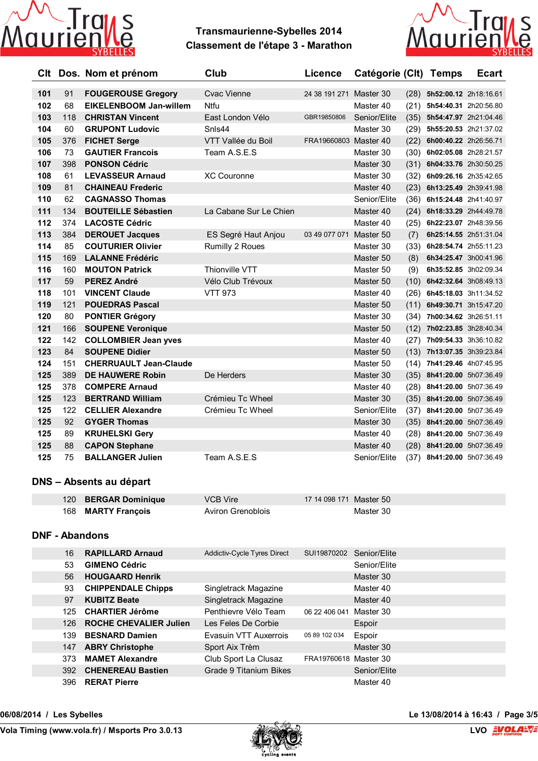**Transmaurienne-Sybelles 2014**
**Classement de l'étape 3 - Marathon**

| Clt | Dos. | Nom et prénom | Club | Licence | Catégorie (Clt) | | Temps | Ecart |
|---|---|---|---|---|---|---|---|---|
| 101 | 91 | FOUGEROUSE Gregory | Cvac Vienne | 24 38 191 271 | Master 30 | (28) | 5h52:00.12 | 2h18:16.61 |
| 102 | 68 | EIKELENBOOM Jan-willem | Ntfu | | Master 40 | (21) | 5h54:40.31 | 2h20:56.80 |
| 103 | 118 | CHRISTAN Vincent | East London Vélo | GBR19850806 | Senior/Elite | (35) | 5h54:47.97 | 2h21:04.46 |
| 104 | 60 | GRUPONT Ludovic | Snls44 | | Master 30 | (29) | 5h55:20.53 | 2h21:37.02 |
| 105 | 376 | FICHET Serge | VTT Vallée du Boil | FRA19660803 | Master 40 | (22) | 6h00:40.22 | 2h26:56.71 |
| 106 | 73 | GAUTIER Francois | Team A.S.E.S | | Master 30 | (30) | 6h02:05.08 | 2h28:21.57 |
| 107 | 398 | PONSON Cédric | | | Master 30 | (31) | 6h04:33.76 | 2h30:50.25 |
| 108 | 61 | LEVASSEUR Arnaud | XC Couronne | | Master 30 | (32) | 6h09:26.16 | 2h35:42.65 |
| 109 | 81 | CHAINEAU Frederic | | | Master 40 | (23) | 6h13:25.49 | 2h39:41.98 |
| 110 | 62 | CAGNASSO Thomas | | | Senior/Elite | (36) | 6h15:24.48 | 2h41:40.97 |
| 111 | 134 | BOUTEILLE Sébastien | La Cabane Sur Le Chien | | Master 40 | (24) | 6h18:33.29 | 2h44:49.78 |
| 112 | 374 | LACOSTE Cédric | | | Master 40 | (25) | 6h22:23.07 | 2h48:39.56 |
| 113 | 384 | DEROUET Jacques | ES Segré Haut Anjou | 03 49 077 071 | Master 50 | (7) | 6h25:14.55 | 2h51:31.04 |
| 114 | 85 | COUTURIER Olivier | Rumilly 2 Roues | | Master 30 | (33) | 6h28:54.74 | 2h55:11.23 |
| 115 | 169 | LALANNE Frédéric | | | Master 50 | (8) | 6h34:25.47 | 3h00:41.96 |
| 116 | 160 | MOUTON Patrick | Thionville VTT | | Master 50 | (9) | 6h35:52.85 | 3h02:09.34 |
| 117 | 59 | PEREZ André | Vélo Club Trévoux | | Master 50 | (10) | 6h42:32.64 | 3h08:49.13 |
| 118 | 101 | VINCENT Claude | VTT 973 | | Master 40 | (26) | 6h45:18.03 | 3h11:34.52 |
| 119 | 121 | POUEDRAS Pascal | | | Master 50 | (11) | 6h49:30.71 | 3h15:47.20 |
| 120 | 80 | PONTIER Grégory | | | Master 30 | (34) | 7h00:34.62 | 3h26:51.11 |
| 121 | 166 | SOUPENE Veronique | | | Master 50 | (12) | 7h02:23.85 | 3h28:40.34 |
| 122 | 142 | COLLOMBIER Jean yves | | | Master 40 | (27) | 7h09:54.33 | 3h36:10.82 |
| 123 | 84 | SOUPENE Didier | | | Master 50 | (13) | 7h13:07.35 | 3h39:23.84 |
| 124 | 151 | CHERRUAULT Jean-Claude | | | Master 50 | (14) | 7h41:29.46 | 4h07:45.95 |
| 125 | 389 | DE HAUWERE Robin | De Herders | | Master 30 | (35) | 8h41:20.00 | 5h07:36.49 |
| 125 | 378 | COMPERE Arnaud | | | Master 40 | (28) | 8h41:20.00 | 5h07:36.49 |
| 125 | 123 | BERTRAND William | Crémieu Tc Wheel | | Master 30 | (35) | 8h41:20.00 | 5h07:36.49 |
| 125 | 122 | CELLIER Alexandre | Crémieu Tc Wheel | | Senior/Elite | (37) | 8h41:20.00 | 5h07:36.49 |
| 125 | 92 | GYGER Thomas | | | Master 30 | (35) | 8h41:20.00 | 5h07:36.49 |
| 125 | 89 | KRUHELSKI Gery | | | Master 40 | (28) | 8h41:20.00 | 5h07:36.49 |
| 125 | 88 | CAPON Stephane | | | Master 40 | (28) | 8h41:20.00 | 5h07:36.49 |
| 125 | 75 | BALLANGER Julien | Team A.S.E.S | | Senior/Elite | (37) | 8h41:20.00 | 5h07:36.49 |

## DNS – Absents au départ

| Dos. | Nom et prénom | Club | Licence | Catégorie |
|---|---|---|---|---|
| 120 | BERGAR Dominique | VCB Vire | 17 14 098 171 | Master 50 |
| 168 | MARTY François | Aviron Grenoblois | | Master 30 |

## DNF - Abandons

| Dos. | Nom et prénom | Club | Licence | Catégorie |
|---|---|---|---|---|
| 16 | RAPILLARD Arnaud | Addictiv-Cycle Tyres Direct | SUI19870202 | Senior/Elite |
| 53 | GIMENO Cédric | | | Senior/Elite |
| 56 | HOUGAARD Henrik | | | Master 30 |
| 93 | CHIPPENDALE Chipps | Singletrack Magazine | | Master 40 |
| 97 | KUBITZ Beate | Singletrack Magazine | | Master 40 |
| 125 | CHARTIER Jérôme | Penthievre Vélo Team | 06 22 406 041 | Master 30 |
| 126 | ROCHE CHEVALIER Julien | Les Feles De Corbie | | Espoir |
| 139 | BESNARD Damien | Evasuin VTT Auxerrois | 05 89 102 034 | Espoir |
| 147 | ABRY Christophe | Sport Aix Trèm | | Master 30 |
| 373 | MAMET Alexandre | Club Sport La Clusaz | FRA19760618 | Master 30 |
| 392 | CHENEREAU Bastien | Grade 9 Titanium Bikes | | Senior/Elite |
| 396 | RERAT Pierre | | | Master 40 |

06/08/2014 / Les Sybelles — Le 13/08/2014 à 16:43

Vola Timing (www.vola.fr) / Msports Pro 3.0.13 — LVO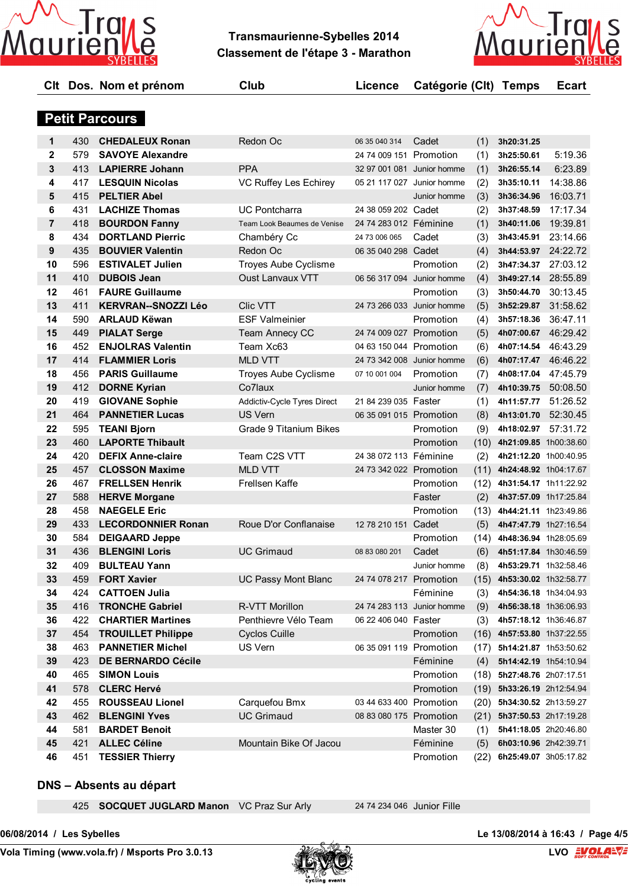# Transmaurienne-Sybelles 2014

## Classement de l'étape 3 - Marathon

## Petit Parcours

| Clt | Dos. | Nom et prénom | Club | Licence | Catégorie | (Clt) | Temps | Ecart |
|---|---|---|---|---|---|---|---|---|
| 1 | 430 | CHEDALEUX Ronan | Redon Oc | 06 35 040 314 | Cadet | (1) | 3h20:31.25 | |
| 2 | 579 | SAVOYE Alexandre | | 24 74 009 151 | Promotion | (1) | 3h25:50.61 | 5:19.36 |
| 3 | 413 | LAPIERRE Johann | PPA | 32 97 001 081 | Junior homme | (1) | 3h26:55.14 | 6:23.89 |
| 4 | 417 | LESQUIN Nicolas | VC Ruffey Les Echirey | 05 21 117 027 | Junior homme | (2) | 3h35:10.11 | 14:38.86 |
| 5 | 415 | PELTIER Abel | | | Junior homme | (3) | 3h36:34.96 | 16:03.71 |
| 6 | 431 | LACHIZE Thomas | UC Pontcharra | 24 38 059 202 | Cadet | (2) | 3h37:48.59 | 17:17.34 |
| 7 | 418 | BOURDON Fanny | Team Look Beaumes de Venise | 24 74 283 012 | Féminine | (1) | 3h40:11.06 | 19:39.81 |
| 8 | 434 | DORTLAND Pierric | Chambéry Cc | 24 73 006 065 | Cadet | (3) | 3h43:45.91 | 23:14.66 |
| 9 | 435 | BOUVIER Valentin | Redon Oc | 06 35 040 298 | Cadet | (4) | 3h44:53.97 | 24:22.72 |
| 10 | 596 | ESTIVALET Julien | Troyes Aube Cyclisme | | Promotion | (2) | 3h47:34.37 | 27:03.12 |
| 11 | 410 | DUBOIS Jean | Oust Lanvaux VTT | 06 56 317 094 | Junior homme | (4) | 3h49:27.14 | 28:55.89 |
| 12 | 461 | FAURE Guillaume | | | Promotion | (3) | 3h50:44.70 | 30:13.45 |
| 13 | 411 | KERVRAN--SNOZZI Léo | Clic VTT | 24 73 266 033 | Junior homme | (5) | 3h52:29.87 | 31:58.62 |
| 14 | 590 | ARLAUD Këwan | ESF Valmeinier | | Promotion | (4) | 3h57:18.36 | 36:47.11 |
| 15 | 449 | PIALAT Serge | Team Annecy CC | 24 74 009 027 | Promotion | (5) | 4h07:00.67 | 46:29.42 |
| 16 | 452 | ENJOLRAS Valentin | Team Xc63 | 04 63 150 044 | Promotion | (6) | 4h07:14.54 | 46:43.29 |
| 17 | 414 | FLAMMIER Loris | MLD VTT | 24 73 342 008 | Junior homme | (6) | 4h07:17.47 | 46:46.22 |
| 18 | 456 | PARIS Guillaume | Troyes Aube Cyclisme | 07 10 001 004 | Promotion | (7) | 4h08:17.04 | 47:45.79 |
| 19 | 412 | DORNE Kyrian | Co7laux | | Junior homme | (7) | 4h10:39.75 | 50:08.50 |
| 20 | 419 | GIOVANE Sophie | Addictiv-Cycle Tyres Direct | 21 84 239 035 | Faster | (1) | 4h11:57.77 | 51:26.52 |
| 21 | 464 | PANNETIER Lucas | US Vern | 06 35 091 015 | Promotion | (8) | 4h13:01.70 | 52:30.45 |
| 22 | 595 | TEANI Bjorn | Grade 9 Titanium Bikes | | Promotion | (9) | 4h18:02.97 | 57:31.72 |
| 23 | 460 | LAPORTE Thibault | | | Promotion | (10) | 4h21:09.85 | 1h00:38.60 |
| 24 | 420 | DEFIX Anne-claire | Team C2S VTT | 24 38 072 113 | Féminine | (2) | 4h21:12.20 | 1h00:40.95 |
| 25 | 457 | CLOSSON Maxime | MLD VTT | 24 73 342 022 | Promotion | (11) | 4h24:49.92 | 1h04:17.67 |
| 26 | 467 | FRELLSEN Henrik | Frellsen Kaffe | | Promotion | (12) | 4h31:54.17 | 1h11:22.92 |
| 27 | 588 | HERVE Morgane | | | Faster | (2) | 4h37:57.09 | 1h17:25.84 |
| 28 | 458 | NAEGELE Eric | | | Promotion | (13) | 4h44:21.11 | 1h23:49.86 |
| 29 | 433 | LECORDONNIER Ronan | Roue D'or Conflanaise | 12 78 210 151 | Cadet | (5) | 4h47:47.79 | 1h27:16.54 |
| 30 | 584 | DEIGAARD Jeppe | | | Promotion | (14) | 4h48:36.94 | 1h28:05.69 |
| 31 | 436 | BLENGINI Loris | UC Grimaud | 08 83 080 201 | Cadet | (6) | 4h51:17.84 | 1h30:46.59 |
| 32 | 409 | BULTEAU Yann | | | Junior homme | (8) | 4h53:29.71 | 1h32:58.46 |
| 33 | 459 | FORT Xavier | UC Passy Mont Blanc | 24 74 078 217 | Promotion | (15) | 4h53:30.02 | 1h32:58.77 |
| 34 | 424 | CATTOEN Julia | | | Féminine | (3) | 4h54:36.18 | 1h34:04.93 |
| 35 | 416 | TRONCHE Gabriel | R-VTT Morillon | 24 74 283 113 | Junior homme | (9) | 4h56:38.18 | 1h36:06.93 |
| 36 | 422 | CHARTIER Martines | Penthievre Vélo Team | 06 22 406 040 | Faster | (3) | 4h57:18.12 | 1h36:46.87 |
| 37 | 454 | TROUILLET Philippe | Cyclos Cuille | | Promotion | (16) | 4h57:53.80 | 1h37:22.55 |
| 38 | 463 | PANNETIER Michel | US Vern | 06 35 091 119 | Promotion | (17) | 5h14:21.87 | 1h53:50.62 |
| 39 | 423 | DE BERNARDO Cécile | | | Féminine | (4) | 5h14:42.19 | 1h54:10.94 |
| 40 | 465 | SIMON Louis | | | Promotion | (18) | 5h27:48.76 | 2h07:17.51 |
| 41 | 578 | CLERC Hervé | | | Promotion | (19) | 5h33:26.19 | 2h12:54.94 |
| 42 | 455 | ROUSSEAU Lionel | Carquefou Bmx | 03 44 633 400 | Promotion | (20) | 5h34:30.52 | 2h13:59.27 |
| 43 | 462 | BLENGINI Yves | UC Grimaud | 08 83 080 175 | Promotion | (21) | 5h37:50.53 | 2h17:19.28 |
| 44 | 581 | BARDET Benoit | | | Master 30 | (1) | 5h41:18.05 | 2h20:46.80 |
| 45 | 421 | ALLEC Céline | Mountain Bike Of Jacou | | Féminine | (5) | 6h03:10.96 | 2h42:39.71 |
| 46 | 451 | TESSIER Thierry | | | Promotion | (22) | 6h25:49.07 | 3h05:17.82 |

## DNS – Absents au départ

| Clt | Dos. | Nom et prénom | Club | Licence | Catégorie | (Clt) | Temps | Ecart |
|---|---|---|---|---|---|---|---|---|
| | 425 | SOCQUET JUGLARD Manon | VC Praz Sur Arly | 24 74 234 046 | Junior Fille | | | |

06/08/2014 / Les Sybelles — Le 13/08/2014 à 16:43

Vola Timing (www.vola.fr) / Msports Pro 3.0.13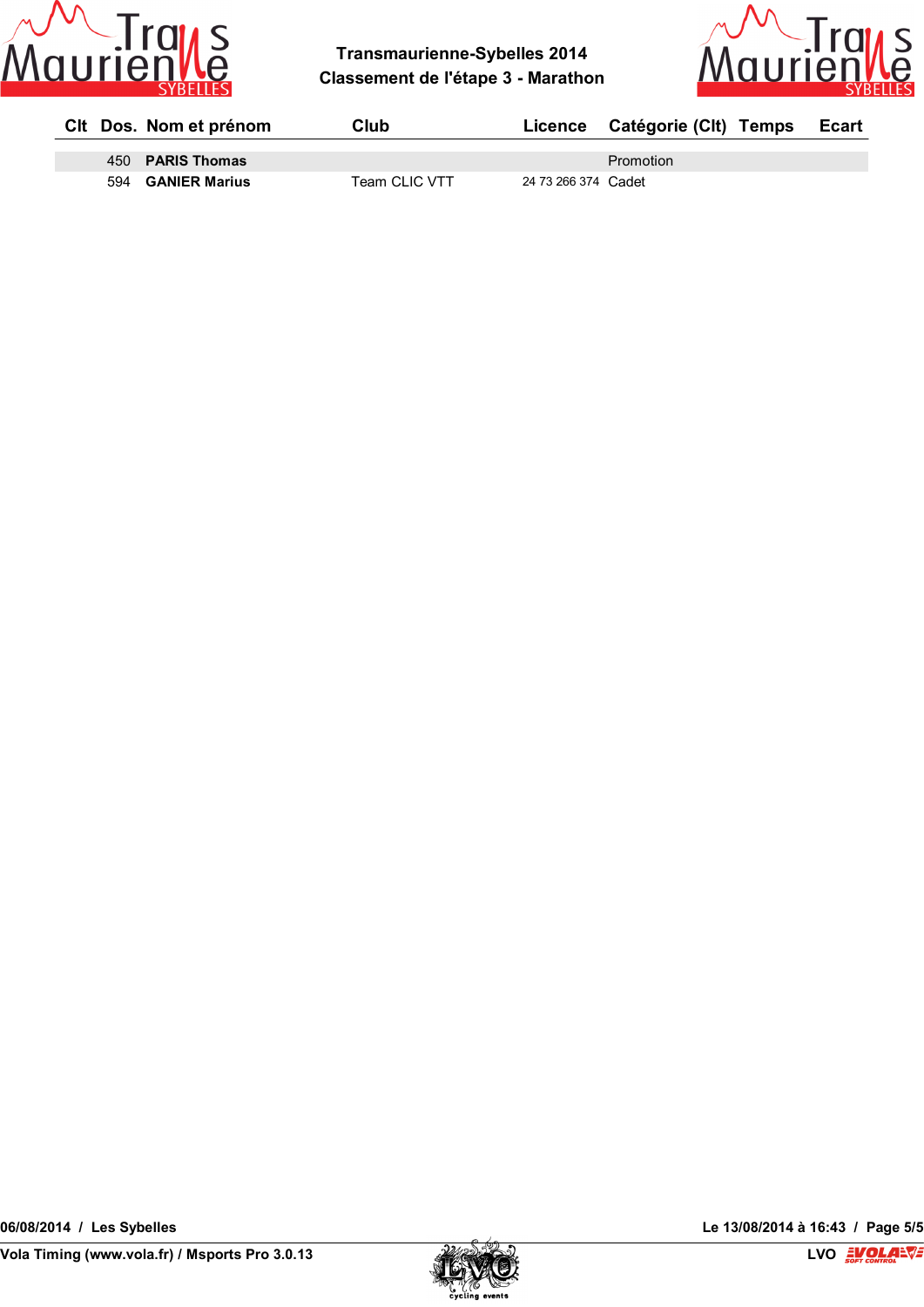**Transmaurienne-Sybelles 2014**
**Classement de l'étape 3 - Marathon**

| Clt | Dos. | Nom et prénom | Club | Licence | Catégorie (Clt) | Temps | Ecart |
|---|---|---|---|---|---|---|---|
| | 450 | **PARIS Thomas** | | | Promotion | | |
| | 594 | **GANIER Marius** | Team CLIC VTT | 24 73 266 374 | Cadet | | |

06/08/2014 / Les Sybelles

Le 13/08/2014 à 16:43

Vola Timing (www.vola.fr) / Msports Pro 3.0.13

LVO